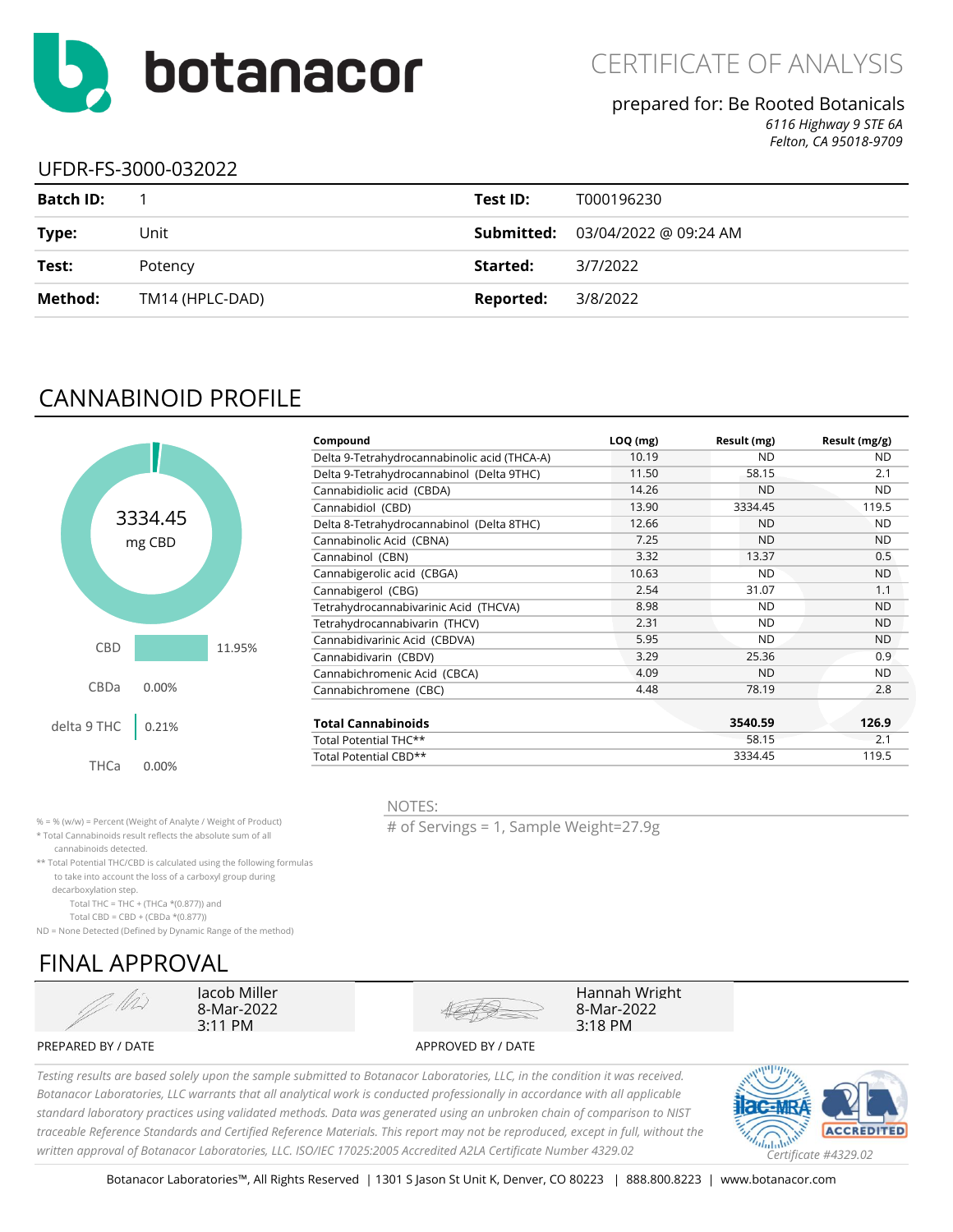# botanacor

## CERTIFICATE OF ANALYSIS

prepared for: Be Rooted Botanicals

*6116 Highway 9 STE 6A*
*Felton, CA 95018-9709*

UFDR-FS-3000-032022

| | | | |
|---|---|---|---|
| **Batch ID:** | 1 | **Test ID:** | T000196230 |
| **Type:** | Unit | **Submitted:** | 03/04/2022 @ 09:24 AM |
| **Test:** | Potency | **Started:** | 3/7/2022 |
| **Method:** | TM14 (HPLC-DAD) | **Reported:** | 3/8/2022 |

## CANNABINOID PROFILE

3334.45 mg CBD

| | |
|---|---|
| CBD | 11.95% |
| CBDa | 0.00% |
| delta 9 THC | 0.21% |
| THCa | 0.00% |

| Compound | LOQ (mg) | Result (mg) | Result (mg/g) |
|---|---|---|---|
| Delta 9-Tetrahydrocannabinolic acid (THCA-A) | 10.19 | ND | ND |
| Delta 9-Tetrahydrocannabinol (Delta 9THC) | 11.50 | 58.15 | 2.1 |
| Cannabidiolic acid (CBDA) | 14.26 | ND | ND |
| Cannabidiol (CBD) | 13.90 | 3334.45 | 119.5 |
| Delta 8-Tetrahydrocannabinol (Delta 8THC) | 12.66 | ND | ND |
| Cannabinolic Acid (CBNA) | 7.25 | ND | ND |
| Cannabinol (CBN) | 3.32 | 13.37 | 0.5 |
| Cannabigerolic acid (CBGA) | 10.63 | ND | ND |
| Cannabigerol (CBG) | 2.54 | 31.07 | 1.1 |
| Tetrahydrocannabivarinic Acid (THCVA) | 8.98 | ND | ND |
| Tetrahydrocannabivarin (THCV) | 2.31 | ND | ND |
| Cannabidivarinic Acid (CBDVA) | 5.95 | ND | ND |
| Cannabidivarin (CBDV) | 3.29 | 25.36 | 0.9 |
| Cannabichromenic Acid (CBCA) | 4.09 | ND | ND |
| Cannabichromene (CBC) | 4.48 | 78.19 | 2.8 |
| **Total Cannabinoids** | | **3540.59** | **126.9** |
| Total Potential THC** | | 58.15 | 2.1 |
| Total Potential CBD** | | 3334.45 | 119.5 |

% = % (w/w) = Percent (Weight of Analyte / Weight of Product)
* Total Cannabinoids result reflects the absolute sum of all cannabinoids detected.
** Total Potential THC/CBD is calculated using the following formulas to take into account the loss of a carboxyl group during decarboxylation step.
Total THC = THC + (THCa *(0.877)) and
Total CBD = CBD + (CBDa *(0.877))
ND = None Detected (Defined by Dynamic Range of the method)

NOTES:

# of Servings = 1, Sample Weight=27.9g

## FINAL APPROVAL

| PREPARED BY / DATE | APPROVED BY / DATE |
|---|---|
| Jacob Miller, 8-Mar-2022 3:11 PM | Hannah Wright, 8-Mar-2022 3:18 PM |

*Testing results are based solely upon the sample submitted to Botanacor Laboratories, LLC, in the condition it was received. Botanacor Laboratories, LLC warrants that all analytical work is conducted professionally in accordance with all applicable standard laboratory practices using validated methods. Data was generated using an unbroken chain of comparison to NIST traceable Reference Standards and Certified Reference Materials. This report may not be reproduced, except in full, without the written approval of Botanacor Laboratories, LLC. ISO/IEC 17025:2005 Accredited A2LA Certificate Number 4329.02*

ilac-MRA A2LA ACCREDITED *Certificate #4329.02*

Botanacor Laboratories™, All Rights Reserved | 1301 S Jason St Unit K, Denver, CO 80223 | 888.800.8223 | www.botanacor.com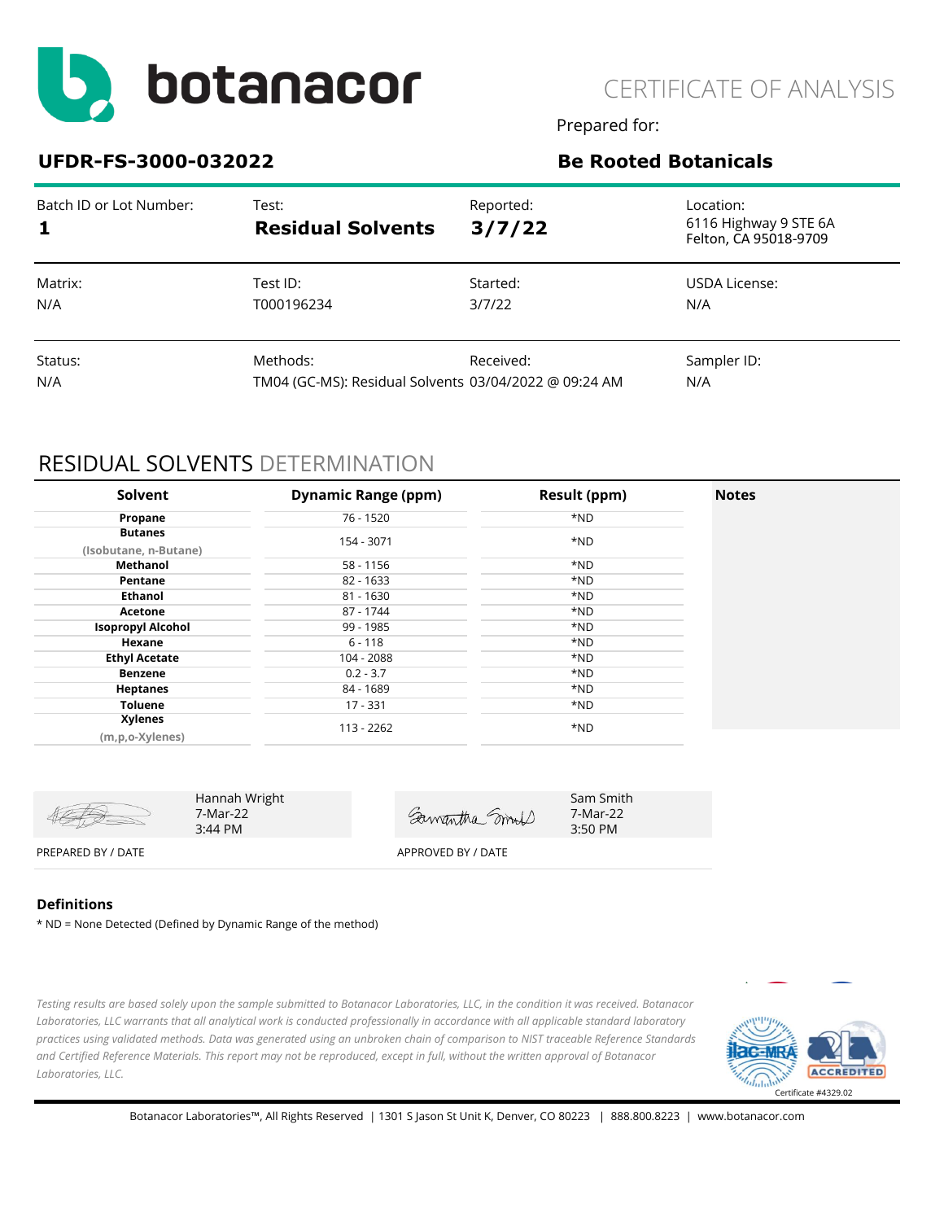# botanacor

## CERTIFICATE OF ANALYSIS

Prepared for:

**UFDR-FS-3000-032022** | **Be Rooted Botanicals**

| Batch ID or Lot Number: | Test: | Reported: | Location: |
|---|---|---|---|
| **1** | **Residual Solvents** | **3/7/22** | 6116 Highway 9 STE 6A Felton, CA 95018-9709 |
| Matrix: | Test ID: | Started: | USDA License: |
| N/A | T000196234 | 3/7/22 | N/A |
| Status: | Methods: | Received: | Sampler ID: |
| N/A | TM04 (GC-MS): Residual Solvents | 03/04/2022 @ 09:24 AM | N/A |

## RESIDUAL SOLVENTS DETERMINATION

| Solvent | Dynamic Range (ppm) | Result (ppm) | Notes |
|---|---|---|---|
| **Propane** | 76 - 1520 | *ND | |
| **Butanes** (Isobutane, n-Butane) | 154 - 3071 | *ND | |
| **Methanol** | 58 - 1156 | *ND | |
| **Pentane** | 82 - 1633 | *ND | |
| **Ethanol** | 81 - 1630 | *ND | |
| **Acetone** | 87 - 1744 | *ND | |
| **Isopropyl Alcohol** | 99 - 1985 | *ND | |
| **Hexane** | 6 - 118 | *ND | |
| **Ethyl Acetate** | 104 - 2088 | *ND | |
| **Benzene** | 0.2 - 3.7 | *ND | |
| **Heptanes** | 84 - 1689 | *ND | |
| **Toluene** | 17 - 331 | *ND | |
| **Xylenes** (m,p,o-Xylenes) | 113 - 2262 | *ND | |

Hannah Wright
7-Mar-22
3:44 PM

PREPARED BY / DATE

Sam Smith
7-Mar-22
3:50 PM

APPROVED BY / DATE

### Definitions

* ND = None Detected (Defined by Dynamic Range of the method)

*Testing results are based solely upon the sample submitted to Botanacor Laboratories, LLC, in the condition it was received. Botanacor Laboratories, LLC warrants that all analytical work is conducted professionally in accordance with all applicable standard laboratory practices using validated methods. Data was generated using an unbroken chain of comparison to NIST traceable Reference Standards and Certified Reference Materials. This report may not be reproduced, except in full, without the written approval of Botanacor Laboratories, LLC.*

Certificate #4329.02

Botanacor Laboratories™, All Rights Reserved | 1301 S Jason St Unit K, Denver, CO 80223 | 888.800.8223 | www.botanacor.com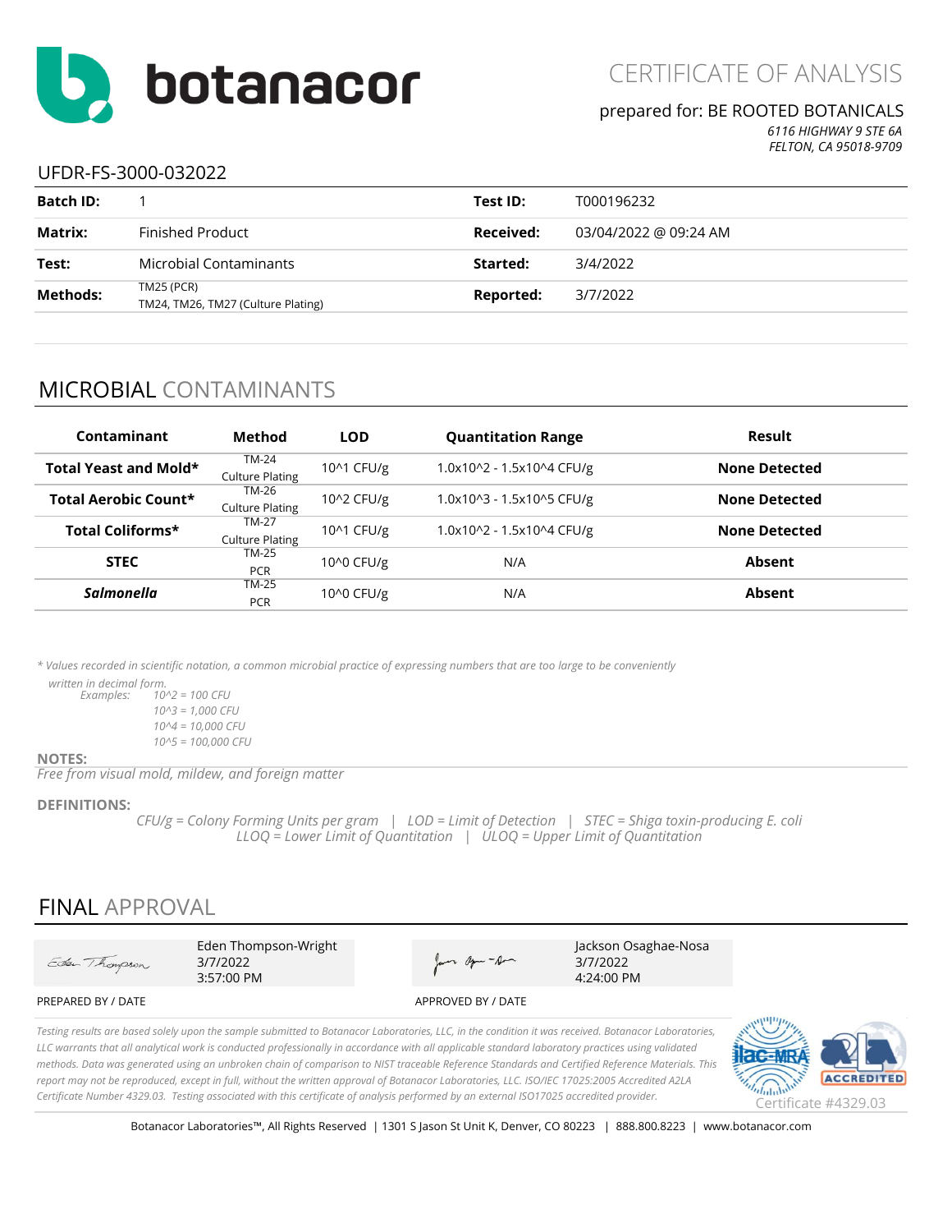# botanacor

## CERTIFICATE OF ANALYSIS

prepared for: BE ROOTED BOTANICALS
*6116 HIGHWAY 9 STE 6A*
*FELTON, CA 95018-9709*

UFDR-FS-3000-032022

| | | | |
|---|---|---|---|
| **Batch ID:** | 1 | **Test ID:** | T000196232 |
| **Matrix:** | Finished Product | **Received:** | 03/04/2022 @ 09:24 AM |
| **Test:** | Microbial Contaminants | **Started:** | 3/4/2022 |
| **Methods:** | TM25 (PCR) TM24, TM26, TM27 (Culture Plating) | **Reported:** | 3/7/2022 |

## MICROBIAL CONTAMINANTS

| Contaminant | Method | LOD | Quantitation Range | Result |
|---|---|---|---|---|
| **Total Yeast and Mold*** | TM-24 Culture Plating | 10^1 CFU/g | 1.0x10^2 - 1.5x10^4 CFU/g | **None Detected** |
| **Total Aerobic Count*** | TM-26 Culture Plating | 10^2 CFU/g | 1.0x10^3 - 1.5x10^5 CFU/g | **None Detected** |
| **Total Coliforms*** | TM-27 Culture Plating | 10^1 CFU/g | 1.0x10^2 - 1.5x10^4 CFU/g | **None Detected** |
| **STEC** | TM-25 PCR | 10^0 CFU/g | N/A | **Absent** |
| ***Salmonella*** | TM-25 PCR | 10^0 CFU/g | N/A | **Absent** |

*\* Values recorded in scientific notation, a common microbial practice of expressing numbers that are too large to be conveniently written in decimal form.*

*Examples:*
*10^2 = 100 CFU*
*10^3 = 1,000 CFU*
*10^4 = 10,000 CFU*
*10^5 = 100,000 CFU*

**NOTES:**
*Free from visual mold, mildew, and foreign matter*

**DEFINITIONS:**
*CFU/g = Colony Forming Units per gram | LOD = Limit of Detection | STEC = Shiga toxin-producing E. coli*
*LLOQ = Lower Limit of Quantitation | ULOQ = Upper Limit of Quantitation*

## FINAL APPROVAL

| PREPARED BY / DATE | APPROVED BY / DATE |
|---|---|
| Eden Thompson-Wright 3/7/2022 3:57:00 PM | Jackson Osaghae-Nosa 3/7/2022 4:24:00 PM |

*Testing results are based solely upon the sample submitted to Botanacor Laboratories, LLC, in the condition it was received. Botanacor Laboratories, LLC warrants that all analytical work is conducted professionally in accordance with all applicable standard laboratory practices using validated methods. Data was generated using an unbroken chain of comparison to NIST traceable Reference Standards and Certified Reference Materials. This report may not be reproduced, except in full, without the written approval of Botanacor Laboratories, LLC. ISO/IEC 17025:2005 Accredited A2LA Certificate Number 4329.03. Testing associated with this certificate of analysis performed by an external ISO17025 accredited provider.*

ilac-MRA | A2LA ACCREDITED | Certificate #4329.03

Botanacor Laboratories™, All Rights Reserved | 1301 S Jason St Unit K, Denver, CO 80223 | 888.800.8223 | www.botanacor.com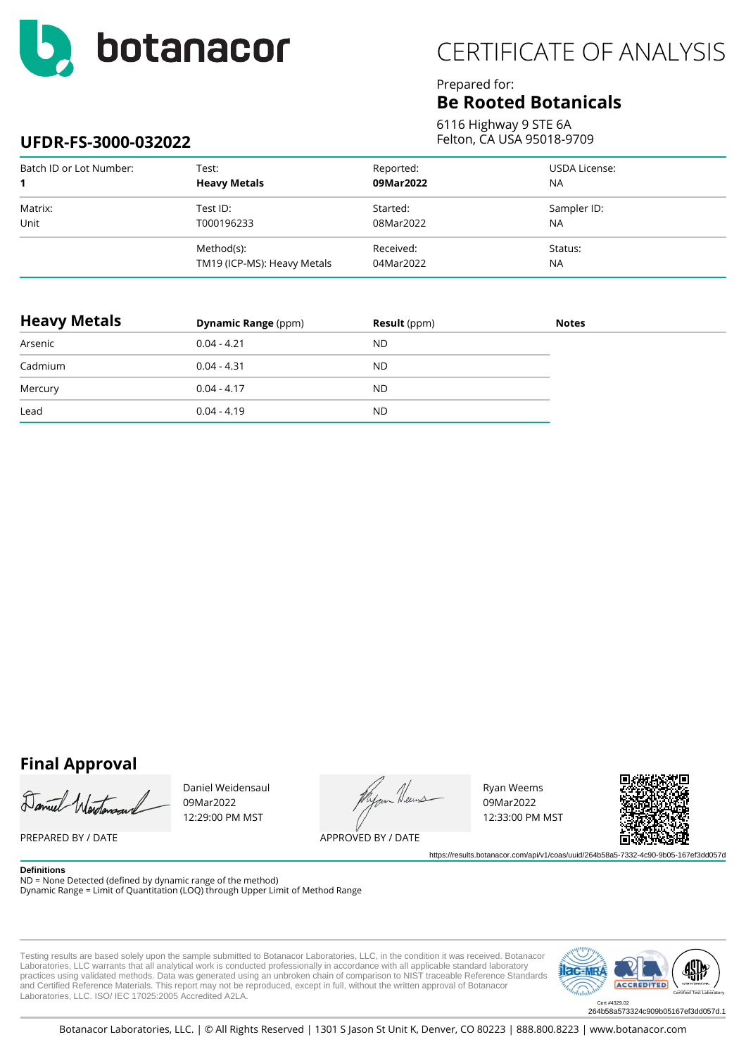botanacor

# CERTIFICATE OF ANALYSIS

Prepared for:
**Be Rooted Botanicals**
6116 Highway 9 STE 6A
Felton, CA USA 95018-9709

## UFDR-FS-3000-032022

| Batch ID or Lot Number: | Test: | Reported: | USDA License: |
|---|---|---|---|
| **1** | **Heavy Metals** | **09Mar2022** | NA |
| Matrix: | Test ID: | Started: | Sampler ID: |
| Unit | T000196233 | 08Mar2022 | NA |
| | Method(s): | Received: | Status: |
| | TM19 (ICP-MS): Heavy Metals | 04Mar2022 | NA |

| **Heavy Metals** | **Dynamic Range** (ppm) | **Result** (ppm) | **Notes** |
|---|---|---|---|
| Arsenic | 0.04 - 4.21 | ND | |
| Cadmium | 0.04 - 4.31 | ND | |
| Mercury | 0.04 - 4.17 | ND | |
| Lead | 0.04 - 4.19 | ND | |

## Final Approval

Daniel Weidensaul
09Mar2022
12:29:00 PM MST

PREPARED BY / DATE

Ryan Weems
09Mar2022
12:33:00 PM MST

APPROVED BY / DATE

https://results.botanacor.com/api/v1/coas/uuid/264b58a5-7332-4c90-9b05-167ef3dd057d

**Definitions**
ND = None Detected (defined by dynamic range of the method)
Dynamic Range = Limit of Quantitation (LOQ) through Upper Limit of Method Range

Testing results are based solely upon the sample submitted to Botanacor Laboratories, LLC, in the condition it was received. Botanacor Laboratories, LLC warrants that all analytical work is conducted professionally in accordance with all applicable standard laboratory practices using validated methods. Data was generated using an unbroken chain of comparison to NIST traceable Reference Standards and Certified Reference Materials. This report may not be reproduced, except in full, without the written approval of Botanacor Laboratories, LLC. ISO/ IEC 17025:2005 Accredited A2LA.

Cert #4329.02
264b58a573324c909b05167ef3dd057d.1

Botanacor Laboratories, LLC. | © All Rights Reserved | 1301 S Jason St Unit K, Denver, CO 80223 | 888.800.8223 | www.botanacor.com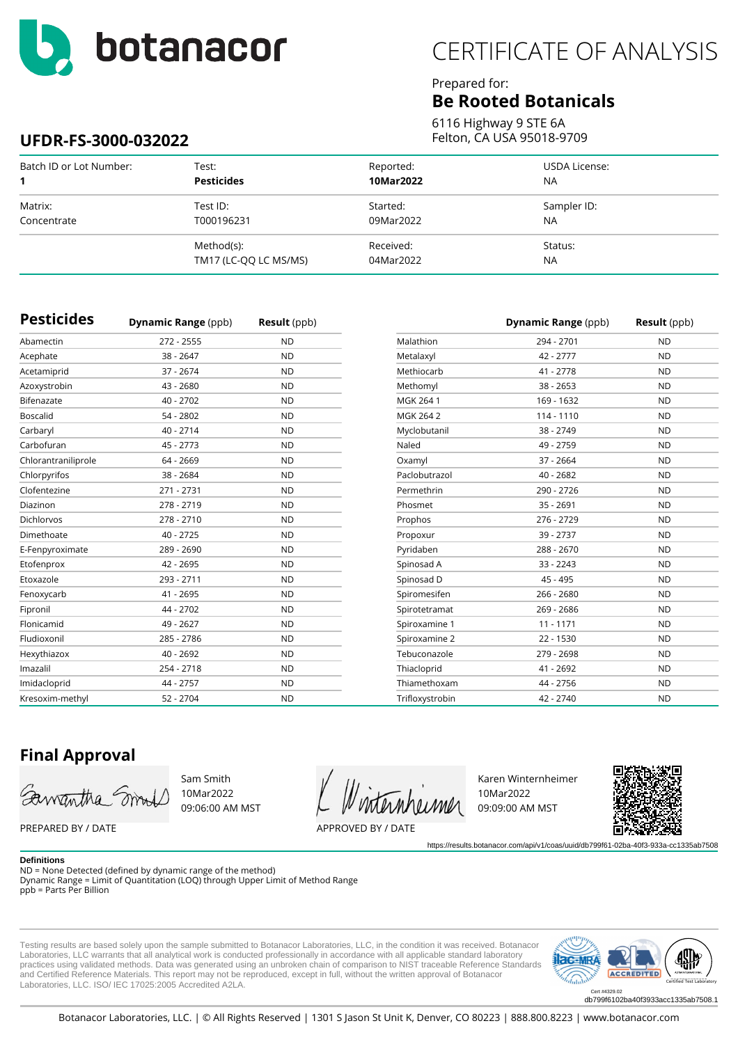# botanacor

# CERTIFICATE OF ANALYSIS

Prepared for:

**Be Rooted Botanicals**

6116 Highway 9 STE 6A
Felton, CA USA 95018-9709

## UFDR-FS-3000-032022

| | | | |
|---|---|---|---|
| Batch ID or Lot Number: **1** | Test: **Pesticides** | Reported: **10Mar2022** | USDA License: NA |
| Matrix: Concentrate | Test ID: T000196231 | Started: 09Mar2022 | Sampler ID: NA |
| | Method(s): TM17 (LC-QQ LC MS/MS) | Received: 04Mar2022 | Status: NA |

## Pesticides

| Pesticides | Dynamic Range (ppb) | Result (ppb) |
|---|---|---|
| Abamectin | 272 - 2555 | ND |
| Acephate | 38 - 2647 | ND |
| Acetamiprid | 37 - 2674 | ND |
| Azoxystrobin | 43 - 2680 | ND |
| Bifenazate | 40 - 2702 | ND |
| Boscalid | 54 - 2802 | ND |
| Carbaryl | 40 - 2714 | ND |
| Carbofuran | 45 - 2773 | ND |
| Chlorantraniliprole | 64 - 2669 | ND |
| Chlorpyrifos | 38 - 2684 | ND |
| Clofentezine | 271 - 2731 | ND |
| Diazinon | 278 - 2719 | ND |
| Dichlorvos | 278 - 2710 | ND |
| Dimethoate | 40 - 2725 | ND |
| E-Fenpyroximate | 289 - 2690 | ND |
| Etofenprox | 42 - 2695 | ND |
| Etoxazole | 293 - 2711 | ND |
| Fenoxycarb | 41 - 2695 | ND |
| Fipronil | 44 - 2702 | ND |
| Flonicamid | 49 - 2627 | ND |
| Fludioxonil | 285 - 2786 | ND |
| Hexythiazox | 40 - 2692 | ND |
| Imazalil | 254 - 2718 | ND |
| Imidacloprid | 44 - 2757 | ND |
| Kresoxim-methyl | 52 - 2704 | ND |
| Malathion | 294 - 2701 | ND |
| Metalaxyl | 42 - 2777 | ND |
| Methiocarb | 41 - 2778 | ND |
| Methomyl | 38 - 2653 | ND |
| MGK 264 1 | 169 - 1632 | ND |
| MGK 264 2 | 114 - 1110 | ND |
| Myclobutanil | 38 - 2749 | ND |
| Naled | 49 - 2759 | ND |
| Oxamyl | 37 - 2664 | ND |
| Paclobutrazol | 40 - 2682 | ND |
| Permethrin | 290 - 2726 | ND |
| Phosmet | 35 - 2691 | ND |
| Prophos | 276 - 2729 | ND |
| Propoxur | 39 - 2737 | ND |
| Pyridaben | 288 - 2670 | ND |
| Spinosad A | 33 - 2243 | ND |
| Spinosad D | 45 - 495 | ND |
| Spiromesifen | 266 - 2680 | ND |
| Spirotetramat | 269 - 2686 | ND |
| Spiroxamine 1 | 11 - 1171 | ND |
| Spiroxamine 2 | 22 - 1530 | ND |
| Tebuconazole | 279 - 2698 | ND |
| Thiacloprid | 41 - 2692 | ND |
| Thiamethoxam | 44 - 2756 | ND |
| Trifloxystrobin | 42 - 2740 | ND |

## Final Approval

Sam Smith
10Mar2022
09:06:00 AM MST

PREPARED BY / DATE

Karen Winternheimer
10Mar2022
09:09:00 AM MST

APPROVED BY / DATE

https://results.botanacor.com/api/v1/coas/uuid/db799f61-02ba-40f3-933a-cc1335ab7508

**Definitions**
ND = None Detected (defined by dynamic range of the method)
Dynamic Range = Limit of Quantitation (LOQ) through Upper Limit of Method Range
ppb = Parts Per Billion

Testing results are based solely upon the sample submitted to Botanacor Laboratories, LLC, in the condition it was received. Botanacor Laboratories, LLC warrants that all analytical work is conducted professionally in accordance with all applicable standard laboratory practices using validated methods. Data was generated using an unbroken chain of comparison to NIST traceable Reference Standards and Certified Reference Materials. This report may not be reproduced, except in full, without the written approval of Botanacor Laboratories, LLC. ISO/ IEC 17025:2005 Accredited A2LA.

Cert #4329.02
db799f6102ba40f3933acc1335ab7508.1

Botanacor Laboratories, LLC. | © All Rights Reserved | 1301 S Jason St Unit K, Denver, CO 80223 | 888.800.8223 | www.botanacor.com